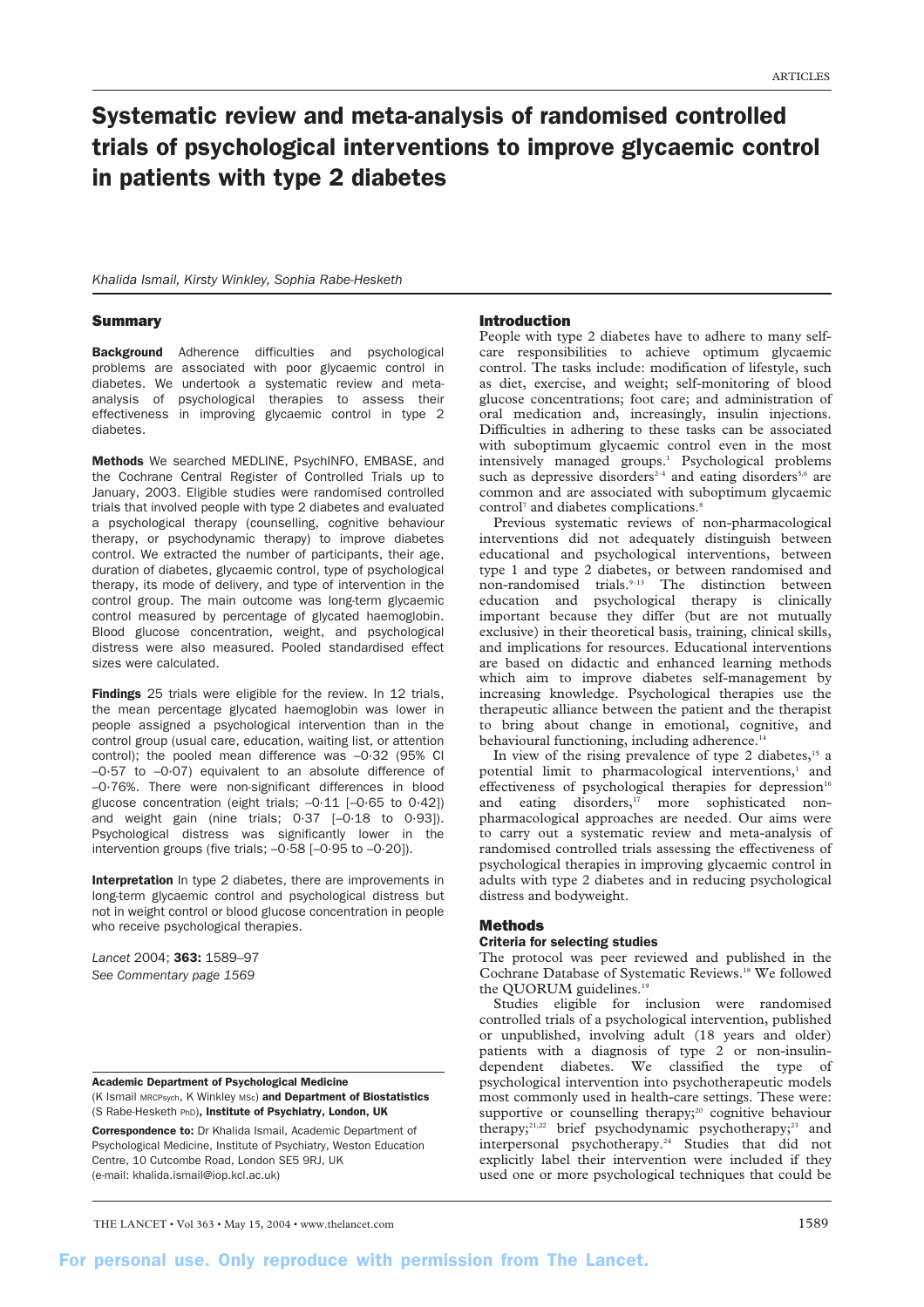# Systematic review and meta-analysis of randomised controlled trials of psychological interventions to improve glycaemic control in patients with type 2 diabetes

*Khalida Ismail, Kirsty Winkley, Sophia Rabe-Hesketh*

## Summary

**Background** Adherence difficulties and psychological problems are associated with poor glycaemic control in diabetes. We undertook a systematic review and meta-analysis of psychological therapies to assess their effectiveness in improving glycaemic control in type 2 diabetes.

**Methods** We searched MEDLINE, PsychINFO, EMBASE, and the Cochrane Central Register of Controlled Trials up to January, 2003. Eligible studies were randomised controlled trials that involved people with type 2 diabetes and evaluated a psychological therapy (counselling, cognitive behaviour therapy, or psychodynamic therapy) to improve diabetes control. We extracted the number of participants, their age, duration of diabetes, glycaemic control, type of psychological therapy, its mode of delivery, and type of intervention in the control group. The main outcome was long-term glycaemic control measured by percentage of glycated haemoglobin. Blood glucose concentration, weight, and psychological distress were also measured. Pooled standardised effect sizes were calculated.

**Findings** 25 trials were eligible for the review. In 12 trials, the mean percentage glycated haemoglobin was lower in people assigned a psychological intervention than in the control group (usual care, education, waiting list, or attention control); the pooled mean difference was –0·32 (95% CI –0·57 to –0·07) equivalent to an absolute difference of –0·76%. There were non-significant differences in blood glucose concentration (eight trials; –0·11 [–0·65 to 0·42]) and weight gain (nine trials; 0·37 [–0·18 to 0·93]). Psychological distress was significantly lower in the intervention groups (five trials; –0·58 [–0·95 to –0·20]).

**Interpretation** In type 2 diabetes, there are improvements in long-term glycaemic control and psychological distress but not in weight control or blood glucose concentration in people who receive psychological therapies.

*Lancet* 2004; **363:** 1589–97
*See Commentary page 1569*

**Academic Department of Psychological Medicine** (K Ismail MRCPsych, K Winkley MSc) **and Department of Biostatistics** (S Rabe-Hesketh PhD)**, Institute of Psychiatry, London, UK**

**Correspondence to:** Dr Khalida Ismail, Academic Department of Psychological Medicine, Institute of Psychiatry, Weston Education Centre, 10 Cutcombe Road, London SE5 9RJ, UK (e-mail: khalida.ismail@iop.kcl.ac.uk)

## Introduction

People with type 2 diabetes have to adhere to many self-care responsibilities to achieve optimum glycaemic control. The tasks include: modification of lifestyle, such as diet, exercise, and weight; self-monitoring of blood glucose concentrations; foot care; and administration of oral medication and, increasingly, insulin injections. Difficulties in adhering to these tasks can be associated with suboptimum glycaemic control even in the most intensively managed groups.[1] Psychological problems such as depressive disorders[2–4] and eating disorders[5,6] are common and are associated with suboptimum glycaemic control[7] and diabetes complications.[8]

Previous systematic reviews of non-pharmacological interventions did not adequately distinguish between educational and psychological interventions, between type 1 and type 2 diabetes, or between randomised and non-randomised trials.[9–13] The distinction between education and psychological therapy is clinically important because they differ (but are not mutually exclusive) in their theoretical basis, training, clinical skills, and implications for resources. Educational interventions are based on didactic and enhanced learning methods which aim to improve diabetes self-management by increasing knowledge. Psychological therapies use the therapeutic alliance between the patient and the therapist to bring about change in emotional, cognitive, and behavioural functioning, including adherence.[14]

In view of the rising prevalence of type 2 diabetes,[15] a potential limit to pharmacological interventions,[1] and effectiveness of psychological therapies for depression[16] and eating disorders,[17] more sophisticated non-pharmacological approaches are needed. Our aims were to carry out a systematic review and meta-analysis of randomised controlled trials assessing the effectiveness of psychological therapies in improving glycaemic control in adults with type 2 diabetes and in reducing psychological distress and bodyweight.

## Methods

### Criteria for selecting studies

The protocol was peer reviewed and published in the Cochrane Database of Systematic Reviews.[18] We followed the QUORUM guidelines.[19]

Studies eligible for inclusion were randomised controlled trials of a psychological intervention, published or unpublished, involving adult (18 years and older) patients with a diagnosis of type 2 or non-insulin-dependent diabetes. We classified the type of psychological intervention into psychotherapeutic models most commonly used in health-care settings. These were: supportive or counselling therapy;[20] cognitive behaviour therapy;[21,22] brief psychodynamic psychotherapy;[23] and interpersonal psychotherapy.[24] Studies that did not explicitly label their intervention were included if they used one or more psychological techniques that could be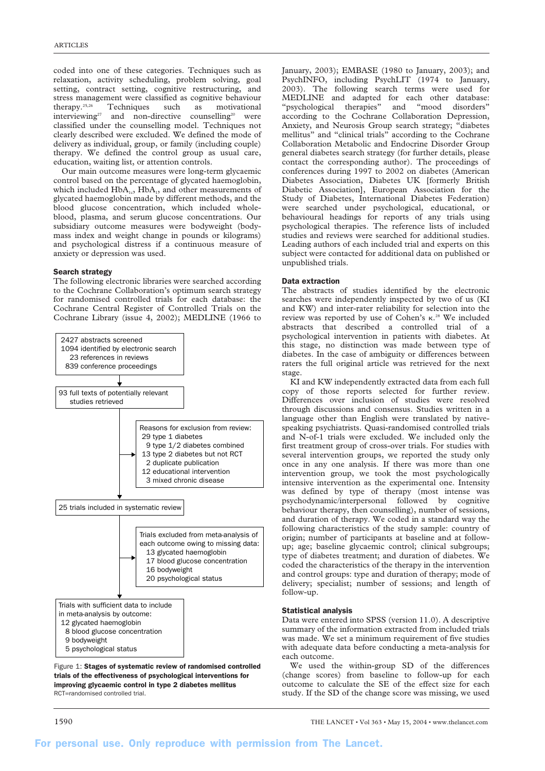coded into one of these categories. Techniques such as relaxation, activity scheduling, problem solving, goal setting, contract setting, cognitive restructuring, and stress management were classified as cognitive behaviour therapy.[25,26] Techniques such as motivational interviewing[27] and non-directive counselling[20] were classified under the counselling model. Techniques not clearly described were excluded. We defined the mode of delivery as individual, group, or family (including couple) therapy. We defined the control group as usual care, education, waiting list, or attention controls.

Our main outcome measures were long-term glycaemic control based on the percentage of glycated haemoglobin, which included $HbA_{1c}$, $HbA_1$, and other measurements of glycated haemoglobin made by different methods, and the blood glucose concentration, which included whole-blood, plasma, and serum glucose concentrations. Our subsidiary outcome measures were bodyweight (body-mass index and weight change in pounds or kilograms) and psychological distress if a continuous measure of anxiety or depression was used.

### Search strategy

The following electronic libraries were searched according to the Cochrane Collaboration's optimum search strategy for randomised controlled trials for each database: the Cochrane Central Register of Controlled Trials on the Cochrane Library (issue 4, 2002); MEDLINE (1966 to January, 2003); EMBASE (1980 to January, 2003); and PsychINFO, including PsychLIT (1974 to January, 2003). The following search terms were used for MEDLINE and adapted for each other database: "psychological therapies" and "mood disorders" according to the Cochrane Collaboration Depression, Anxiety, and Neurosis Group search strategy; "diabetes mellitus" and "clinical trials" according to the Cochrane Collaboration Metabolic and Endocrine Disorder Group general diabetes search strategy (for further details, please contact the corresponding author). The proceedings of conferences during 1997 to 2002 on diabetes (American Diabetes Association, Diabetes UK [formerly British Diabetic Association], European Association for the Study of Diabetes, International Diabetes Federation) were searched under psychological, educational, or behavioural headings for reports of any trials using psychological therapies. The reference lists of included studies and reviews were searched for additional studies. Leading authors of each included trial and experts on this subject were contacted for additional data on published or unpublished trials.

2427 abstracts screened
1094 identified by electronic search
23 references in reviews
839 conference proceedings

93 full texts of potentially relevant studies retrieved

Reasons for exclusion from review:
29 type 1 diabetes
9 type 1/2 diabetes combined
13 type 2 diabetes but not RCT
2 duplicate publication
12 educational intervention
3 mixed chronic disease

25 trials included in systematic review

Trials excluded from meta-analysis of each outcome owing to missing data:
13 glycated haemoglobin
17 blood glucose concentration
16 bodyweight
20 psychological status

Trials with sufficient data to include in meta-analysis by outcome:
12 glycated haemoglobin
8 blood glucose concentration
9 bodyweight
5 psychological status

Figure 1: **Stages of systematic review of randomised controlled trials of the effectiveness of psychological interventions for improving glycaemic control in type 2 diabetes mellitus**
RCT=randomised controlled trial.

### Data extraction

The abstracts of studies identified by the electronic searches were independently inspected by two of us (KI and KW) and inter-rater reliability for selection into the review was reported by use of Cohen's κ.[28] We included abstracts that described a controlled trial of a psychological intervention in patients with diabetes. At this stage, no distinction was made between type of diabetes. In the case of ambiguity or differences between raters the full original article was retrieved for the next stage.

KI and KW independently extracted data from each full copy of those reports selected for further review. Differences over inclusion of studies were resolved through discussions and consensus. Studies written in a language other than English were translated by native-speaking psychiatrists. Quasi-randomised controlled trials and N-of-1 trials were excluded. We included only the first treatment group of cross-over trials. For studies with several intervention groups, we reported the study only once in any one analysis. If there was more than one intervention group, we took the most psychologically intensive intervention as the experimental one. Intensity was defined by type of therapy (most intense was psychodynamic/interpersonal followed by cognitive behaviour therapy, then counselling), number of sessions, and duration of therapy. We coded in a standard way the following characteristics of the study sample: country of origin; number of participants at baseline and at follow-up; age; baseline glycaemic control; clinical subgroups; type of diabetes treatment; and duration of diabetes. We coded the characteristics of the therapy in the intervention and control groups: type and duration of therapy; mode of delivery; specialist; number of sessions; and length of follow-up.

### Statistical analysis

Data were entered into SPSS (version 11.0). A descriptive summary of the information extracted from included trials was made. We set a minimum requirement of five studies with adequate data before conducting a meta-analysis for each outcome.

We used the within-group SD of the differences (change scores) from baseline to follow-up for each outcome to calculate the SE of the effect size for each study. If the SD of the change score was missing, we used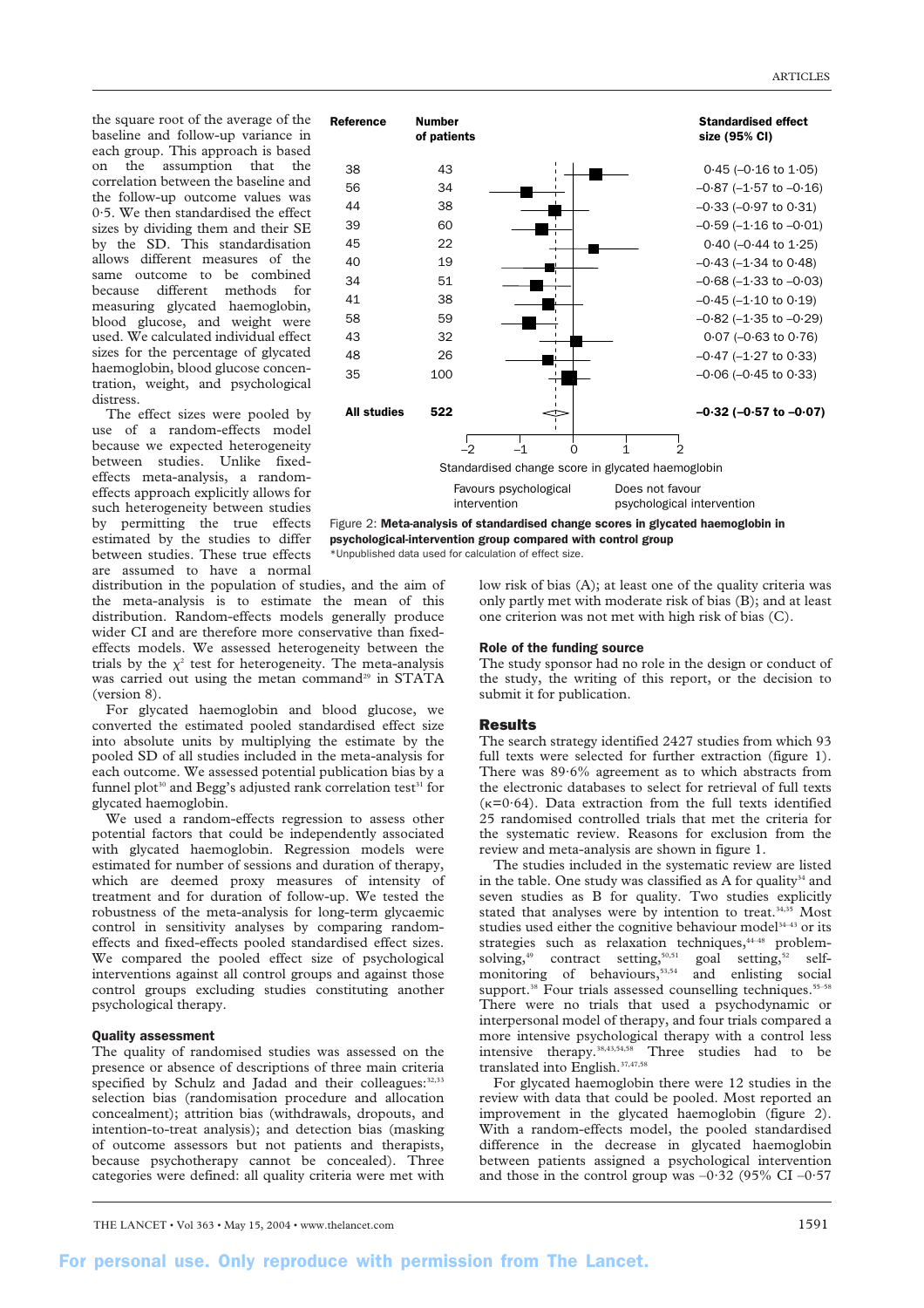the square root of the average of the baseline and follow-up variance in each group. This approach is based on the assumption that the correlation between the baseline and the follow-up outcome values was 0·5. We then standardised the effect sizes by dividing them and their SE by the SD. This standardisation allows different measures of the same outcome to be combined because different methods for measuring glycated haemoglobin, blood glucose, and weight were used. We calculated individual effect sizes for the percentage of glycated haemoglobin, blood glucose concentration, weight, and psychological distress.

The effect sizes were pooled by use of a random-effects model because we expected heterogeneity between studies. Unlike fixed-effects meta-analysis, a random-effects approach explicitly allows for such heterogeneity between studies by permitting the true effects estimated by the studies to differ between studies. These true effects are assumed to have a normal distribution in the population of studies, and the aim of the meta-analysis is to estimate the mean of this distribution. Random-effects models generally produce wider CI and are therefore more conservative than fixed-effects models. We assessed heterogeneity between the trials by the $\chi^2$ test for heterogeneity. The meta-analysis was carried out using the metan command[29] in STATA (version 8).

For glycated haemoglobin and blood glucose, we converted the estimated pooled standardised effect size into absolute units by multiplying the estimate by the pooled SD of all studies included in the meta-analysis for each outcome. We assessed potential publication bias by a funnel plot[30] and Begg's adjusted rank correlation test[31] for glycated haemoglobin.

We used a random-effects regression to assess other potential factors that could be independently associated with glycated haemoglobin. Regression models were estimated for number of sessions and duration of therapy, which are deemed proxy measures of intensity of treatment and for duration of follow-up. We tested the robustness of the meta-analysis for long-term glycaemic control in sensitivity analyses by comparing random-effects and fixed-effects pooled standardised effect sizes. We compared the pooled effect size of psychological interventions against all control groups and against those control groups excluding studies constituting another psychological therapy.

### Quality assessment

The quality of randomised studies was assessed on the presence or absence of descriptions of three main criteria specified by Schulz and Jadad and their colleagues:[32,33] selection bias (randomisation procedure and allocation concealment); attrition bias (withdrawals, dropouts, and intention-to-treat analysis); and detection bias (masking of outcome assessors but not patients and therapists, because psychotherapy cannot be concealed). Three categories were defined: all quality criteria were met with low risk of bias (A); at least one of the quality criteria was only partly met with moderate risk of bias (B); and at least one criterion was not met with high risk of bias (C).

| Reference | Number of patients | Standardised effect size (95% CI) |
|---|---|---|
| 38 | 43 | 0·45 (–0·16 to 1·05) |
| 56 | 34 | –0·87 (–1·57 to –0·16) |
| 44 | 38 | –0·33 (–0·97 to 0·31) |
| 39 | 60 | –0·59 (–1·16 to –0·01) |
| 45 | 22 | 0·40 (–0·44 to 1·25) |
| 40 | 19 | –0·43 (–1·34 to 0·48) |
| 34 | 51 | –0·68 (–1·33 to –0·03) |
| 41 | 38 | –0·45 (–1·10 to 0·19) |
| 58 | 59 | –0·82 (–1·35 to –0·29) |
| 43 | 32 | 0·07 (–0·63 to 0·76) |
| 48 | 26 | –0·47 (–1·27 to 0·33) |
| 35 | 100 | –0·06 (–0·45 to 0·33) |
| **All studies** | **522** | **–0·32 (–0·57 to –0·07)** |

Standardised change score in glycated haemoglobin (axis –2 to 2); Favours psychological intervention / Does not favour psychological intervention

Figure 2: **Meta-analysis of standardised change scores in glycated haemoglobin in psychological-intervention group compared with control group**
*Unpublished data used for calculation of effect size.

### Role of the funding source

The study sponsor had no role in the design or conduct of the study, the writing of this report, or the decision to submit it for publication.

## Results

The search strategy identified 2427 studies from which 93 full texts were selected for further extraction (figure 1). There was 89·6% agreement as to which abstracts from the electronic databases to select for retrieval of full texts (κ=0·64). Data extraction from the full texts identified 25 randomised controlled trials that met the criteria for the systematic review. Reasons for exclusion from the review and meta-analysis are shown in figure 1.

The studies included in the systematic review are listed in the table. One study was classified as A for quality[34] and seven studies as B for quality. Two studies explicitly stated that analyses were by intention to treat.[34,35] Most studies used either the cognitive behaviour model[34–43] or its strategies such as relaxation techniques,[44–48] problem-solving,[49] contract setting,[50,51] goal setting,[52] self-monitoring of behaviours,[53,54] and enlisting social support.[38] Four trials assessed counselling techniques.[55–58] There were no trials that used a psychodynamic or interpersonal model of therapy, and four trials compared a more intensive psychological therapy with a control less intensive therapy.[38,43,54,58] Three studies had to be translated into English.[37,47,58]

For glycated haemoglobin there were 12 studies in the review with data that could be pooled. Most reported an improvement in the glycated haemoglobin (figure 2). With a random-effects model, the pooled standardised difference in the decrease in glycated haemoglobin between patients assigned a psychological intervention and those in the control group was –0·32 (95% CI –0·57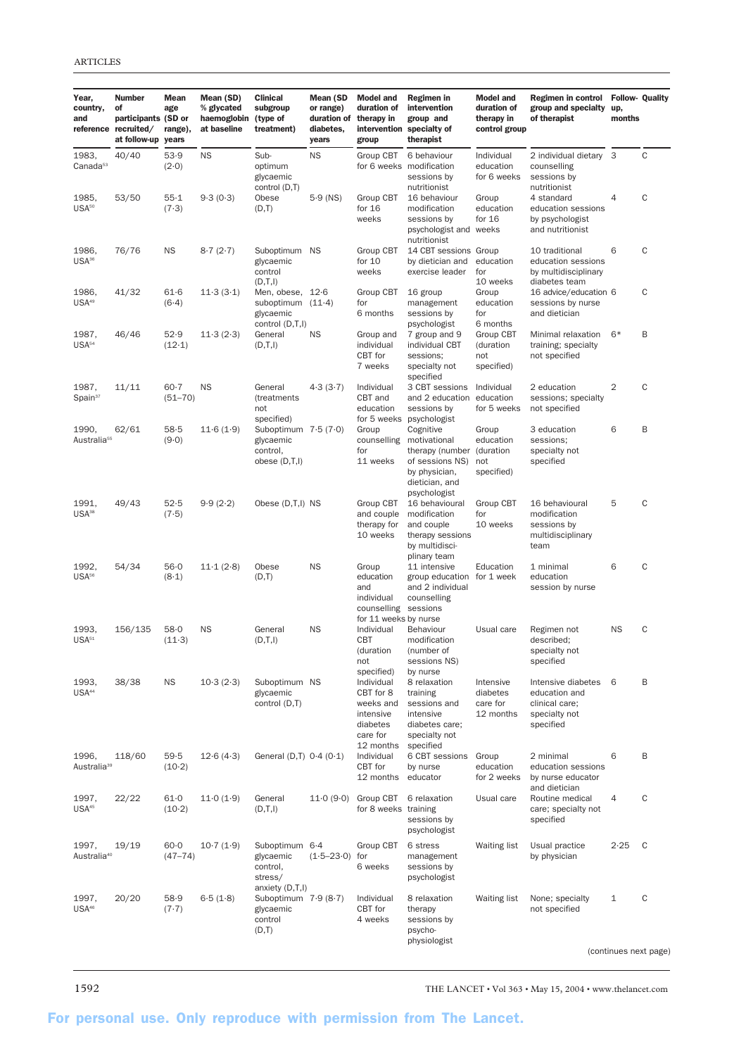| Year, country, and reference | Number of participants recruited/ at follow-up | Mean age (SD or range), years | Mean (SD) % glycated haemoglobin at baseline | Clinical subgroup (type of treatment) | Mean (SD or range) duration of diabetes, years | Model and duration of therapy in intervention group | Regimen in intervention group and specialty of therapist | Model and duration of therapy in control group | Regimen in control group and specialty of therapist | Follow-up, months | Quality |
|---|---|---|---|---|---|---|---|---|---|---|---|
| 1983, Canada[53] | 40/40 | 53·9 (2·0) | NS | Sub-optimum glycaemic control (D,T) | NS | Group CBT for 6 weeks | 6 behaviour modification sessions by nutritionist | Individual education for 6 weeks | 2 individual dietary counselling sessions by nutritionist | 3 | C |
| 1985, USA[50] | 53/50 | 55·1 (7·3) | 9·3 (0·3) | Obese (D,T) | 5·9 (NS) | Group CBT for 16 weeks | 16 behaviour modification sessions by psychologist and nutritionist | Group education for 16 weeks | 4 standard education sessions by psychologist and nutritionist | 4 | C |
| 1986, USA[36] | 76/76 | NS | 8·7 (2·7) | Suboptimum glycaemic control (D,T,I) | NS | Group CBT for 10 weeks | 14 CBT sessions by dietician and exercise leader | Group education for 10 weeks | 10 traditional education sessions by multidisciplinary diabetes team | 6 | C |
| 1986, USA[49] | 41/32 | 61·6 (6·4) | 11·3 (3·1) | Men, obese, suboptimum glycaemic control (D,T,I) | 12·6 (11·4) | Group CBT for 6 months | 16 group management sessions by psychologist | Group education for 6 months | 16 advice/education sessions by nurse and dietician | 6 | C |
| 1987, USA[54] | 46/46 | 52·9 (12·1) | 11·3 (2·3) | General (D,T,I) | NS | Group and individual CBT for 7 weeks | 7 group and 9 individual CBT sessions; specialty not specified | Group CBT (duration not specified) | Minimal relaxation training; specialty not specified | 6* | B |
| 1987, Spain[37] | 11/11 | 60·7 (51–70) | NS | General (treatments not specified) | 4·3 (3·7) | Individual CBT and education for 5 weeks | 3 CBT sessions and 2 education sessions by psychologist | Individual education for 5 weeks | 2 education sessions; specialty not specified | 2 | C |
| 1990, Australia[55] | 62/61 | 58·5 (9·0) | 11·6 (1·9) | Suboptimum glycaemic control, obese (D,T,I) | 7·5 (7·0) | Group counselling for 11 weeks | Cognitive motivational therapy (number of sessions NS) by physician, dietician, and psychologist | Group education (duration not specified) | 3 education sessions; specialty not specified | 6 | B |
| 1991, USA[38] | 49/43 | 52·5 (7·5) | 9·9 (2·2) | Obese (D,T,I) | NS | Group CBT and couple therapy for 10 weeks | 16 behavioural modification and couple therapy sessions by multidisciplinary team | Group CBT for 10 weeks | 16 behavioural modification sessions by multidisciplinary team | 5 | C |
| 1992, USA[56] | 54/34 | 56·0 (8·1) | 11·1 (2·8) | Obese (D,T) | NS | Group education and individual counselling for 11 weeks | 11 intensive group education and 2 individual counselling sessions by nurse | Education for 1 week | 1 minimal education session by nurse | 6 | C |
| 1993, USA[51] | 156/135 | 58·0 (11·3) | NS | General (D,T,I) | NS | Individual CBT (duration not specified) | Behaviour modification (number of sessions NS) by nurse | Usual care | Regimen not described; specialty not specified | NS | C |
| 1993, USA[44] | 38/38 | NS | 10·3 (2·3) | Suboptimum glycaemic control (D,T) | NS | Individual CBT for 8 weeks and intensive diabetes care for 12 months | 8 relaxation training sessions and intensive diabetes care; specialty not specified | Intensive diabetes care for 12 months | Intensive diabetes education and clinical care; specialty not specified | 6 | B |
| 1996, Australia[39] | 118/60 | 59·5 (10·2) | 12·6 (4·3) | General (D,T) | 0·4 (0·1) | Individual CBT for 12 months | 6 CBT sessions by nurse educator | Group education for 2 weeks | 2 minimal education sessions by nurse educator and dietician | 6 | B |
| 1997, USA[45] | 22/22 | 61·0 (10·2) | 11·0 (1·9) | General (D,T,I) | 11·0 (9·0) | Group CBT for 8 weeks | 6 relaxation training sessions by psychologist | Usual care | Routine medical care; specialty not specified | 4 | C |
| 1997, Australia[40] | 19/19 | 60·0 (47–74) | 10·7 (1·9) | Suboptimum glycaemic control, stress/ anxiety (D,T,I) | 6·4 (1·5–23·0) | Group CBT for 6 weeks | 6 stress management sessions by psychologist | Waiting list | Usual practice by physician | 2·25 | C |
| 1997, USA[46] | 20/20 | 58·9 (7·7) | 6·5 (1·8) | Suboptimum glycaemic control (D,T) | 7·9 (8·7) | Individual CBT for 4 weeks | 8 relaxation therapy sessions by psycho-physiologist | Waiting list | None; specialty not specified | 1 | C |

(continues next page)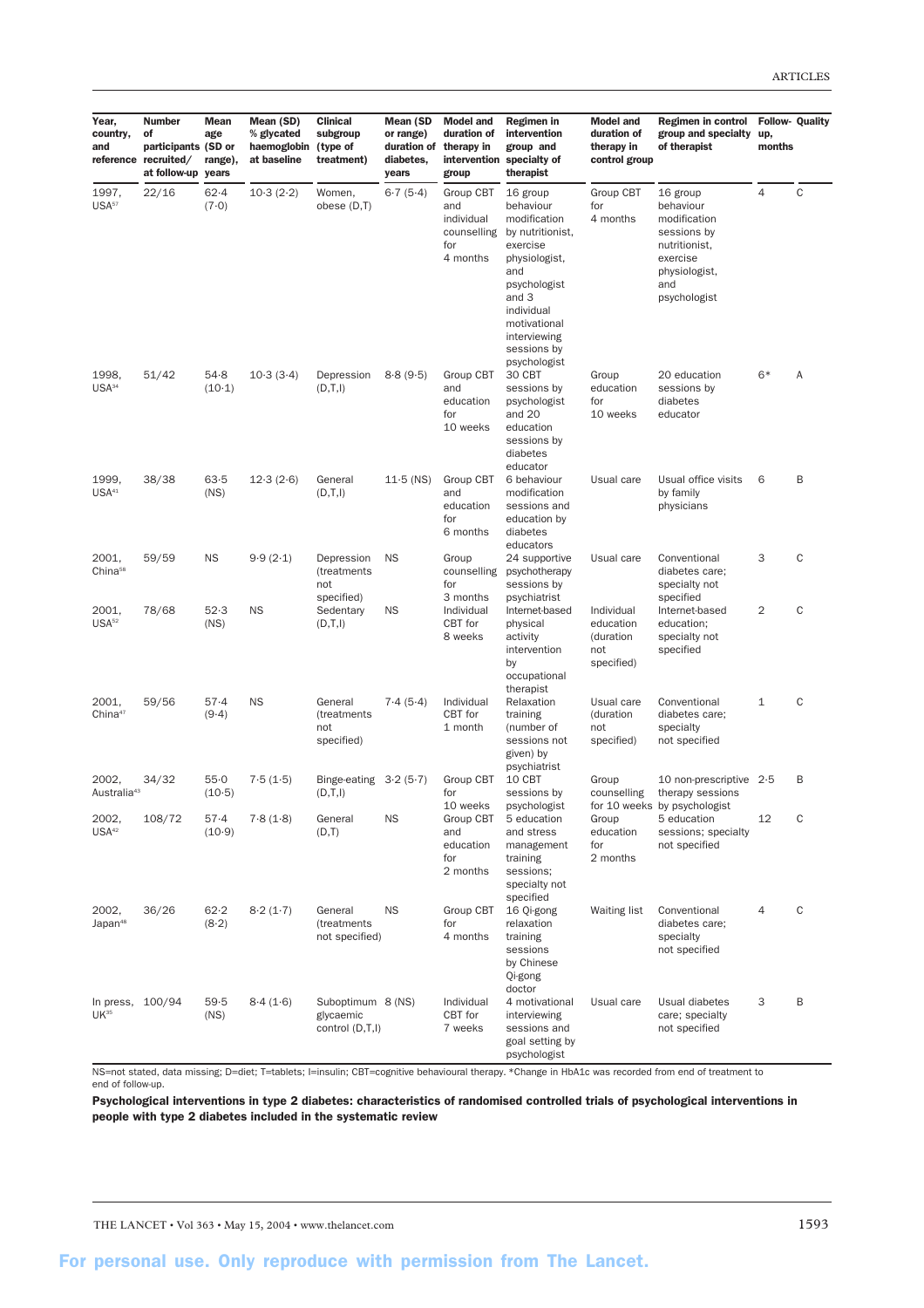| Year, country, and reference | Number of participants recruited/ at follow-up | Mean age (SD or range), years | Mean (SD) % glycated haemoglobin at baseline | Clinical subgroup (type of treatment) | Mean (SD or range) duration of diabetes, years | Model and duration of therapy in intervention group | Regimen in intervention group and specialty of therapist | Model and duration of therapy in control group | Regimen in control group and specialty of therapist | Follow-up, months | Quality |
|---|---|---|---|---|---|---|---|---|---|---|---|
| 1997, USA[57] | 22/16 | 62·4 (7·0) | 10·3 (2·2) | Women, obese (D,T) | 6·7 (5·4) | Group CBT and individual counselling for 4 months | 16 group behaviour modification by nutritionist, exercise physiologist, and psychologist and 3 individual motivational interviewing sessions by psychologist | Group CBT for 4 months | 16 group behaviour modification sessions by nutritionist, exercise physiologist, and psychologist | 4 | C |
| 1998, USA[34] | 51/42 | 54·8 (10·1) | 10·3 (3·4) | Depression (D,T,I) | 8·8 (9·5) | Group CBT and education for 10 weeks | 30 CBT sessions by psychologist and 20 education sessions by diabetes educator | Group education for 10 weeks | 20 education sessions by diabetes educator | 6* | A |
| 1999, USA[41] | 38/38 | 63·5 (NS) | 12·3 (2·6) | General (D,T,I) | 11·5 (NS) | Group CBT and education for 6 months | 6 behaviour modification sessions and education by diabetes educators | Usual care | Usual office visits by family physicians | 6 | B |
| 2001, China[58] | 59/59 | NS | 9·9 (2·1) | Depression (treatments not specified) | NS | Group counselling for 3 months | 24 supportive psychotherapy sessions by psychiatrist | Usual care | Conventional diabetes care; specialty not specified | 3 | C |
| 2001, USA[52] | 78/68 | 52·3 (NS) | NS | Sedentary (D,T,I) | NS | Individual CBT for 8 weeks | Internet-based physical activity intervention by occupational therapist | Individual education (duration not specified) | Internet-based education; specialty not specified | 2 | C |
| 2001, China[47] | 59/56 | 57·4 (9·4) | NS | General (treatments not specified) | 7·4 (5·4) | Individual CBT for 1 month | Relaxation training (number of sessions not given) by psychiatrist | Usual care (duration not specified) | Conventional diabetes care; specialty not specified | 1 | C |
| 2002, Australia[43] | 34/32 | 55·0 (10·5) | 7·5 (1·5) | Binge-eating (D,T,I) | 3·2 (5·7) | Group CBT for 10 weeks | 10 CBT sessions by psychologist | Group counselling for 10 weeks | 10 non-prescriptive therapy sessions by psychologist | 2·5 | B |
| 2002, USA[42] | 108/72 | 57·4 (10·9) | 7·8 (1·8) | General (D,T) | NS | Group CBT and education for 2 months | 5 education and stress management training sessions; specialty not specified | Group education for 2 months | 5 education sessions; specialty not specified | 12 | C |
| 2002, Japan[48] | 36/26 | 62·2 (8·2) | 8·2 (1·7) | General (treatments not specified) | NS | Group CBT for 4 months | 16 Qi-gong relaxation training sessions by Chinese Qi-gong doctor | Waiting list | Conventional diabetes care; specialty not specified | 4 | C |
| In press, UK[35] | 100/94 | 59·5 (NS) | 8·4 (1·6) | Suboptimum glycaemic control (D,T,I) | 8 (NS) | Individual CBT for 7 weeks | 4 motivational interviewing sessions and goal setting by psychologist | Usual care | Usual diabetes care; specialty not specified | 3 | B |

NS=not stated, data missing; D=diet; T=tablets; I=insulin; CBT=cognitive behavioural therapy. *Change in HbA1c was recorded from end of treatment to end of follow-up.

**Psychological interventions in type 2 diabetes: characteristics of randomised controlled trials of psychological interventions in people with type 2 diabetes included in the systematic review**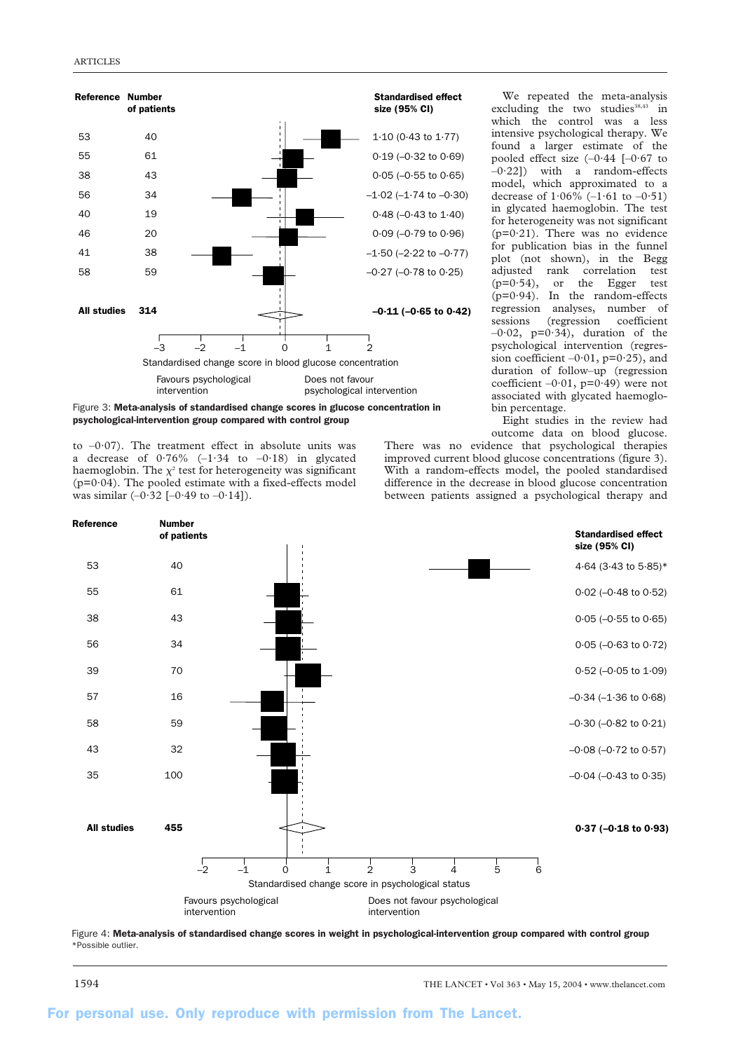| Reference | Number of patients | Standardised effect size (95% CI) |
|---|---|---|
| 53 | 40 | 1·10 (0·43 to 1·77) |
| 55 | 61 | 0·19 (–0·32 to 0·69) |
| 38 | 43 | 0·05 (–0·55 to 0·65) |
| 56 | 34 | –1·02 (–1·74 to –0·30) |
| 40 | 19 | 0·48 (–0·43 to 1·40) |
| 46 | 20 | 0·09 (–0·79 to 0·96) |
| 41 | 38 | –1·50 (–2·22 to –0·77) |
| 58 | 59 | –0·27 (–0·78 to 0·25) |
| **All studies** | **314** | **–0·11 (–0·65 to 0·42)** |

Standardised change score in blood glucose concentration (axis –3 to 2). Favours psychological intervention / Does not favour psychological intervention

Figure 3: **Meta-analysis of standardised change scores in glucose concentration in psychological-intervention group compared with control group**

to –0·07). The treatment effect in absolute units was a decrease of 0·76% (–1·34 to –0·18) in glycated haemoglobin. The $\chi^2$ test for heterogeneity was significant (p=0·04). The pooled estimate with a fixed-effects model was similar (–0·32 [–0·49 to –0·14]).

We repeated the meta-analysis excluding the two studies[38,43] in which the control was a less intensive psychological therapy. We found a larger estimate of the pooled effect size (–0·44 [–0·67 to –0·22]) with a random-effects model, which approximated to a decrease of 1·06% (–1·61 to –0·51) in glycated haemoglobin. The test for heterogeneity was not significant (p=0·21). There was no evidence for publication bias in the funnel plot (not shown), in the Begg adjusted rank correlation test (p=0·54), or the Egger test (p=0·94). In the random-effects regression analyses, number of sessions (regression coefficient –0·02, p=0·34), duration of the psychological intervention (regression coefficient –0·01, p=0·25), and duration of follow-up (regression coefficient –0·01, p=0·49) were not associated with glycated haemoglobin percentage.

Eight studies in the review had outcome data on blood glucose. There was no evidence that psychological therapies improved current blood glucose concentrations (figure 3). With a random-effects model, the pooled standardised difference in the decrease in blood glucose concentration between patients assigned a psychological therapy and

| Reference | Number of patients | Standardised effect size (95% CI) |
|---|---|---|
| 53 | 40 | 4·64 (3·43 to 5·85)* |
| 55 | 61 | 0·02 (–0·48 to 0·52) |
| 38 | 43 | 0·05 (–0·55 to 0·65) |
| 56 | 34 | 0·05 (–0·63 to 0·72) |
| 39 | 70 | 0·52 (–0·05 to 1·09) |
| 57 | 16 | –0·34 (–1·36 to 0·68) |
| 58 | 59 | –0·30 (–0·82 to 0·21) |
| 43 | 32 | –0·08 (–0·72 to 0·57) |
| 35 | 100 | –0·04 (–0·43 to 0·35) |
| **All studies** | **455** | **0·37 (–0·18 to 0·93)** |

Standardised change score in psychological status (axis –2 to 6). Favours psychological intervention / Does not favour psychological intervention

Figure 4: **Meta-analysis of standardised change scores in weight in psychological-intervention group compared with control group**
*Possible outlier.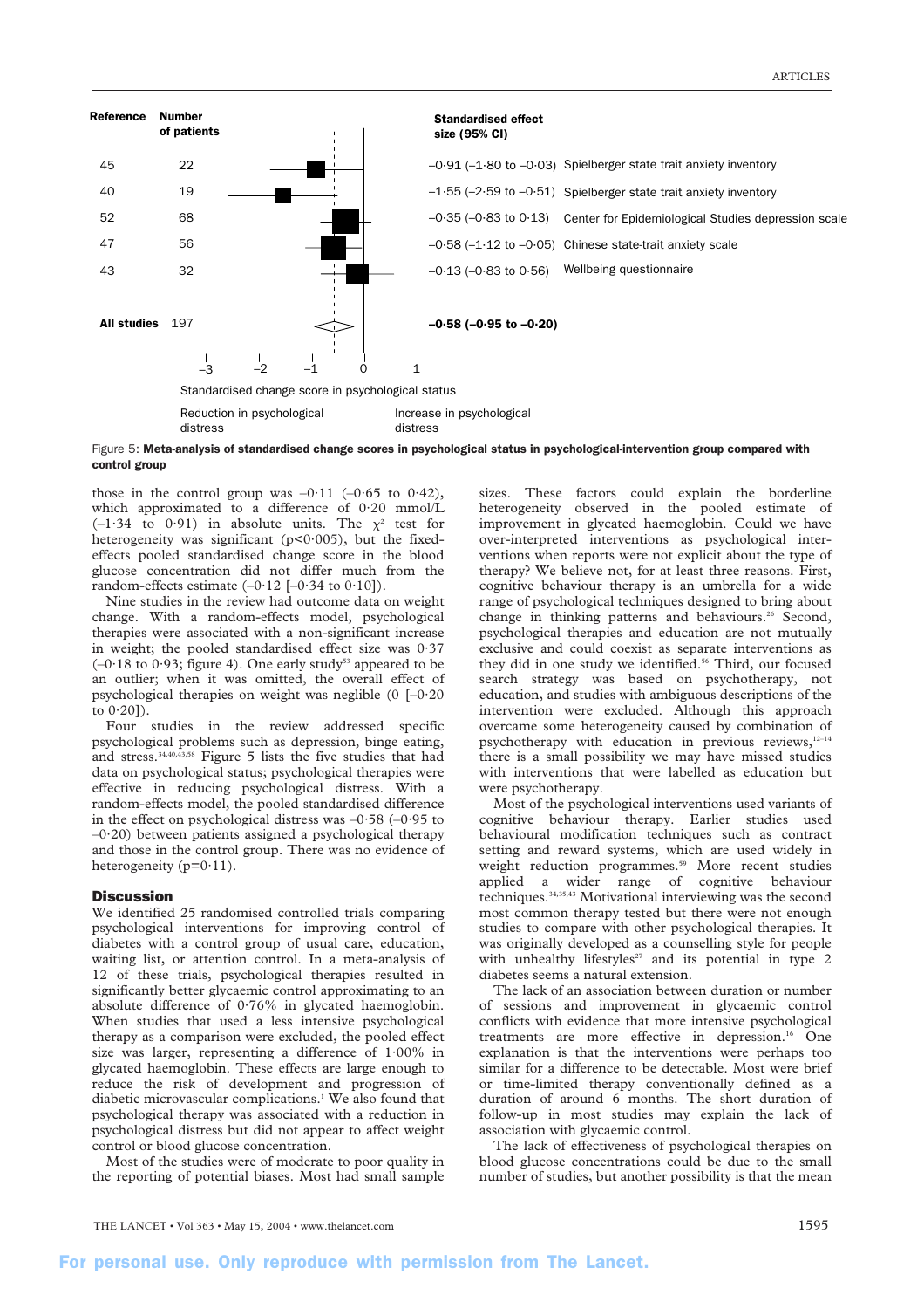| Reference | Number of patients | Standardised effect size (95% CI) | |
|---|---|---|---|
| 45 | 22 | –0·91 (–1·80 to –0·03) | Spielberger state trait anxiety inventory |
| 40 | 19 | –1·55 (–2·59 to –0·51) | Spielberger state trait anxiety inventory |
| 52 | 68 | –0·35 (–0·83 to 0·13) | Center for Epidemiological Studies depression scale |
| 47 | 56 | –0·58 (–1·12 to –0·05) | Chinese state-trait anxiety scale |
| 43 | 32 | –0·13 (–0·83 to 0·56) | Wellbeing questionnaire |
| **All studies** | 197 | **–0·58 (–0·95 to –0·20)** | |

Standardised change score in psychological status (–3 to 1); left: Reduction in psychological distress; right: Increase in psychological distress

Figure 5: **Meta-analysis of standardised change scores in psychological status in psychological-intervention group compared with control group**

those in the control group was –0·11 (–0·65 to 0·42), which approximated to a difference of 0·20 mmol/L (–1·34 to 0·91) in absolute units. The $\chi^2$ test for heterogeneity was significant ($p<0·005$), but the fixed-effects pooled standardised change score in the blood glucose concentration did not differ much from the random-effects estimate (–0·12 [–0·34 to 0·10]).

Nine studies in the review had outcome data on weight change. With a random-effects model, psychological therapies were associated with a non-significant increase in weight; the pooled standardised effect size was 0·37 (–0·18 to 0·93; figure 4). One early study[53] appeared to be an outlier; when it was omitted, the overall effect of psychological therapies on weight was neglible (0 [–0·20 to 0·20]).

Four studies in the review addressed specific psychological problems such as depression, binge eating, and stress.[34,40,43,58] Figure 5 lists the five studies that had data on psychological status; psychological therapies were effective in reducing psychological distress. With a random-effects model, the pooled standardised difference in the effect on psychological distress was –0·58 (–0·95 to –0·20) between patients assigned a psychological therapy and those in the control group. There was no evidence of heterogeneity (p=0·11).

## Discussion

We identified 25 randomised controlled trials comparing psychological interventions for improving control of diabetes with a control group of usual care, education, waiting list, or attention control. In a meta-analysis of 12 of these trials, psychological therapies resulted in significantly better glycaemic control approximating to an absolute difference of 0·76% in glycated haemoglobin. When studies that used a less intensive psychological therapy as a comparison were excluded, the pooled effect size was larger, representing a difference of 1·00% in glycated haemoglobin. These effects are large enough to reduce the risk of development and progression of diabetic microvascular complications.[1] We also found that psychological therapy was associated with a reduction in psychological distress but did not appear to affect weight control or blood glucose concentration.

Most of the studies were of moderate to poor quality in the reporting of potential biases. Most had small sample sizes. These factors could explain the borderline heterogeneity observed in the pooled estimate of improvement in glycated haemoglobin. Could we have over-interpreted interventions as psychological interventions when reports were not explicit about the type of therapy? We believe not, for at least three reasons. First, cognitive behaviour therapy is an umbrella for a wide range of psychological techniques designed to bring about change in thinking patterns and behaviours.[26] Second, psychological therapies and education are not mutually exclusive and could coexist as separate interventions as they did in one study we identified.[56] Third, our focused search strategy was based on psychotherapy, not education, and studies with ambiguous descriptions of the intervention were excluded. Although this approach overcame some heterogeneity caused by combination of psychotherapy with education in previous reviews,[12–14] there is a small possibility we may have missed studies with interventions that were labelled as education but were psychotherapy.

Most of the psychological interventions used variants of cognitive behaviour therapy. Earlier studies used behavioural modification techniques such as contract setting and reward systems, which are used widely in weight reduction programmes.[59] More recent studies applied a wider range of cognitive behaviour techniques.[34,35,43] Motivational interviewing was the second most common therapy tested but there were not enough studies to compare with other psychological therapies. It was originally developed as a counselling style for people with unhealthy lifestyles[27] and its potential in type 2 diabetes seems a natural extension.

The lack of an association between duration or number of sessions and improvement in glycaemic control conflicts with evidence that more intensive psychological treatments are more effective in depression.[16] One explanation is that the interventions were perhaps too similar for a difference to be detectable. Most were brief or time-limited therapy conventionally defined as a duration of around 6 months. The short duration of follow-up in most studies may explain the lack of association with glycaemic control.

The lack of effectiveness of psychological therapies on blood glucose concentrations could be due to the small number of studies, but another possibility is that the mean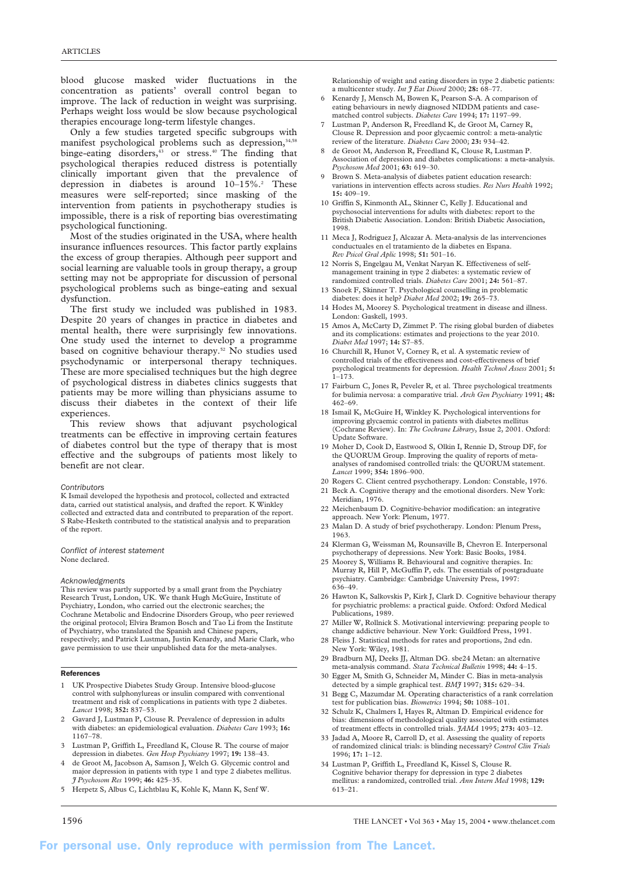blood glucose masked wider fluctuations in the concentration as patients' overall control began to improve. The lack of reduction in weight was surprising. Perhaps weight loss would be slow because psychological therapies encourage long-term lifestyle changes.

Only a few studies targeted specific subgroups with manifest psychological problems such as depression,[34,58] binge-eating disorders,[43] or stress.[40] The finding that psychological therapies reduced distress is potentially clinically important given that the prevalence of depression in diabetes is around 10–15%.[2] These measures were self-reported; since masking of the intervention from patients in psychotherapy studies is impossible, there is a risk of reporting bias overestimating psychological functioning.

Most of the studies originated in the USA, where health insurance influences resources. This factor partly explains the excess of group therapies. Although peer support and social learning are valuable tools in group therapy, a group setting may not be appropriate for discussion of personal psychological problems such as binge-eating and sexual dysfunction.

The first study we included was published in 1983. Despite 20 years of changes in practice in diabetes and mental health, there were surprisingly few innovations. One study used the internet to develop a programme based on cognitive behaviour therapy.[52] No studies used psychodynamic or interpersonal therapy techniques. These are more specialised techniques but the high degree of psychological distress in diabetes clinics suggests that patients may be more willing than physicians assume to discuss their diabetes in the context of their life experiences.

This review shows that adjuvant psychological treatments can be effective in improving certain features of diabetes control but the type of therapy that is most effective and the subgroups of patients most likely to benefit are not clear.

*Contributors*

K Ismail developed the hypothesis and protocol, collected and extracted data, carried out statistical analysis, and drafted the report. K Winkley collected and extracted data and contributed to preparation of the report. S Rabe-Hesketh contributed to the statistical analysis and to preparation of the report.

*Conflict of interest statement*

None declared.

*Acknowledgments*

This review was partly supported by a small grant from the Psychiatry Research Trust, London, UK. We thank Hugh McGuire, Institute of Psychiatry, London, who carried out the electronic searches; the Cochrane Metabolic and Endocrine Disorders Group, who peer reviewed the original protocol; Elvira Bramon Bosch and Tao Li from the Institute of Psychiatry, who translated the Spanish and Chinese papers, respectively; and Patrick Lustman, Justin Kenardy, and Marie Clark, who gave permission to use their unpublished data for the meta-analyses.

## References

1. UK Prospective Diabetes Study Group. Intensive blood-glucose control with sulphonylureas or insulin compared with conventional treatment and risk of complications in patients with type 2 diabetes. *Lancet* 1998; **352:** 837–53.
2. Gavard J, Lustman P, Clouse R. Prevalence of depression in adults with diabetes: an epidemiological evaluation. *Diabetes Care* 1993; **16:** 1167–78.
3. Lustman P, Griffith L, Freedland K, Clouse R. The course of major depression in diabetes. *Gen Hosp Psychiatry* 1997; **19:** 138–43.
4. de Groot M, Jacobson A, Samson J, Welch G. Glycemic control and major depression in patients with type 1 and type 2 diabetes mellitus. *J Psychosom Res* 1999; **46:** 425–35.
5. Herpetz S, Albus C, Lichtblau K, Kohle K, Mann K, Senf W. Relationship of weight and eating disorders in type 2 diabetic patients: a multicenter study. *Int J Eat Disord* 2000; **28:** 68–77.
6. Kenardy J, Mensch M, Bowen K, Pearson S-A. A comparison of eating behaviours in newly diagnosed NIDDM patients and case-matched control subjects. *Diabetes Care* 1994; **17:** 1197–99.
7. Lustman P, Anderson R, Freedland K, de Groot M, Carney R, Clouse R. Depression and poor glycaemic control: a meta-analytic review of the literature. *Diabetes Care* 2000; **23:** 934–42.
8. de Groot M, Anderson R, Freedland K, Clouse R, Lustman P. Association of depression and diabetes complications: a meta-analysis. *Psychosom Med* 2001; **63:** 619–30.
9. Brown S. Meta-analysis of diabetes patient education research: variations in intervention effects across studies. *Res Nurs Health* 1992; **15:** 409–19.
10. Griffin S, Kinmonth AL, Skinner C, Kelly J. Educational and psychosocial interventions for adults with diabetes: report to the British Diabetic Association. London: British Diabetic Association, 1998.
11. Meca J, Rodriguez J, Alcazar A. Meta-analysis de las intervenciones conductuales en el tratamiento de la diabetes en Espana. *Rev Psicol Gral Aplic* 1998; **51:** 501–16.
12. Norris S, Engelgau M, Venkat Naryan K. Effectiveness of self-management training in type 2 diabetes: a systematic review of randomized controlled trials. *Diabetes Care* 2001; **24:** 561–87.
13. Snoek F, Skinner T. Psychological counselling in problematic diabetes: does it help? *Diabet Med* 2002; **19:** 265–73.
14. Hodes M, Moorey S. Psychological treatment in disease and illness. London: Gaskell, 1993.
15. Amos A, McCarty D, Zimmet P. The rising global burden of diabetes and its complications: estimates and projections to the year 2010. *Diabet Med* 1997; **14:** S7–85.
16. Churchill R, Hunot V, Corney R, et al. A systematic review of controlled trials of the effectiveness and cost-effectiveness of brief psychological treatments for depression. *Health Technol Assess* 2001; **5:** 1–173.
17. Fairburn C, Jones R, Peveler R, et al. Three psychological treatments for bulimia nervosa: a comparative trial. *Arch Gen Psychiatry* 1991; **48:** 462–69.
18. Ismail K, McGuire H, Winkley K. Psychological interventions for improving glycaemic control in patients with diabetes mellitus (Cochrane Review). In: *The Cochrane Library*, Issue 2, 2001. Oxford: Update Software.
19. Moher D, Cook D, Eastwood S, Olkin I, Rennie D, Stroup DF, for the QUORUM Group. Improving the quality of reports of meta-analyses of randomised controlled trials: the QUORUM statement. *Lancet* 1999; **354:** 1896–900.
20. Rogers C. Client centred psychotherapy. London: Constable, 1976.
21. Beck A. Cognitive therapy and the emotional disorders. New York: Meridian, 1976.
22. Meichenbaum D. Cognitive-behavior modification: an integrative approach. New York: Plenum, 1977.
23. Malan D. A study of brief psychotherapy. London: Plenum Press, 1963.
24. Klerman G, Weissman M, Rounsaville B, Chevron E. Interpersonal psychotherapy of depressions. New York: Basic Books, 1984.
25. Moorey S, Williams R. Behavioural and cognitive therapies. In: Murray R, Hill P, McGuffin P, eds. The essentials of postgraduate psychiatry. Cambridge: Cambridge University Press, 1997: 636–49.
26. Hawton K, Salkovskis P, Kirk J, Clark D. Cognitive behaviour therapy for psychiatric problems: a practical guide. Oxford: Oxford Medical Publications, 1989.
27. Miller W, Rollnick S. Motivational interviewing: preparing people to change addictive behaviour. New York: Guildford Press, 1991.
28. Fleiss J. Statistical methods for rates and proportions, 2nd edn. New York: Wiley, 1981.
29. Bradburn MJ, Deeks JJ, Altman DG. sbe24 Metan: an alternative meta-analysis command. *Stata Technical Bulletin* 1998; **44:** 4–15.
30. Egger M, Smith G, Schneider M, Minder C. Bias in meta-analysis detected by a simple graphical test. *BMJ* 1997; **315:** 629–34.
31. Begg C, Mazumdar M. Operating characteristics of a rank correlation test for publication bias. *Biometrics* 1994; **50:** 1088–101.
32. Schulz K, Chalmers I, Hayes R, Altman D. Empirical evidence for bias: dimensions of methodological quality associated with estimates of treatment effects in controlled trials. *JAMA* 1995; **273:** 403–12.
33. Jadad A, Moore R, Carroll D, et al. Assessing the quality of reports of randomized clinical trials: is blinding necessary? *Control Clin Trials* 1996; **17:** 1–12.
34. Lustman P, Griffith L, Freedland K, Kissel S, Clouse R. Cognitive behavior therapy for depression in type 2 diabetes mellitus: a randomized, controlled trial. *Ann Intern Med* 1998; **129:** 613–21.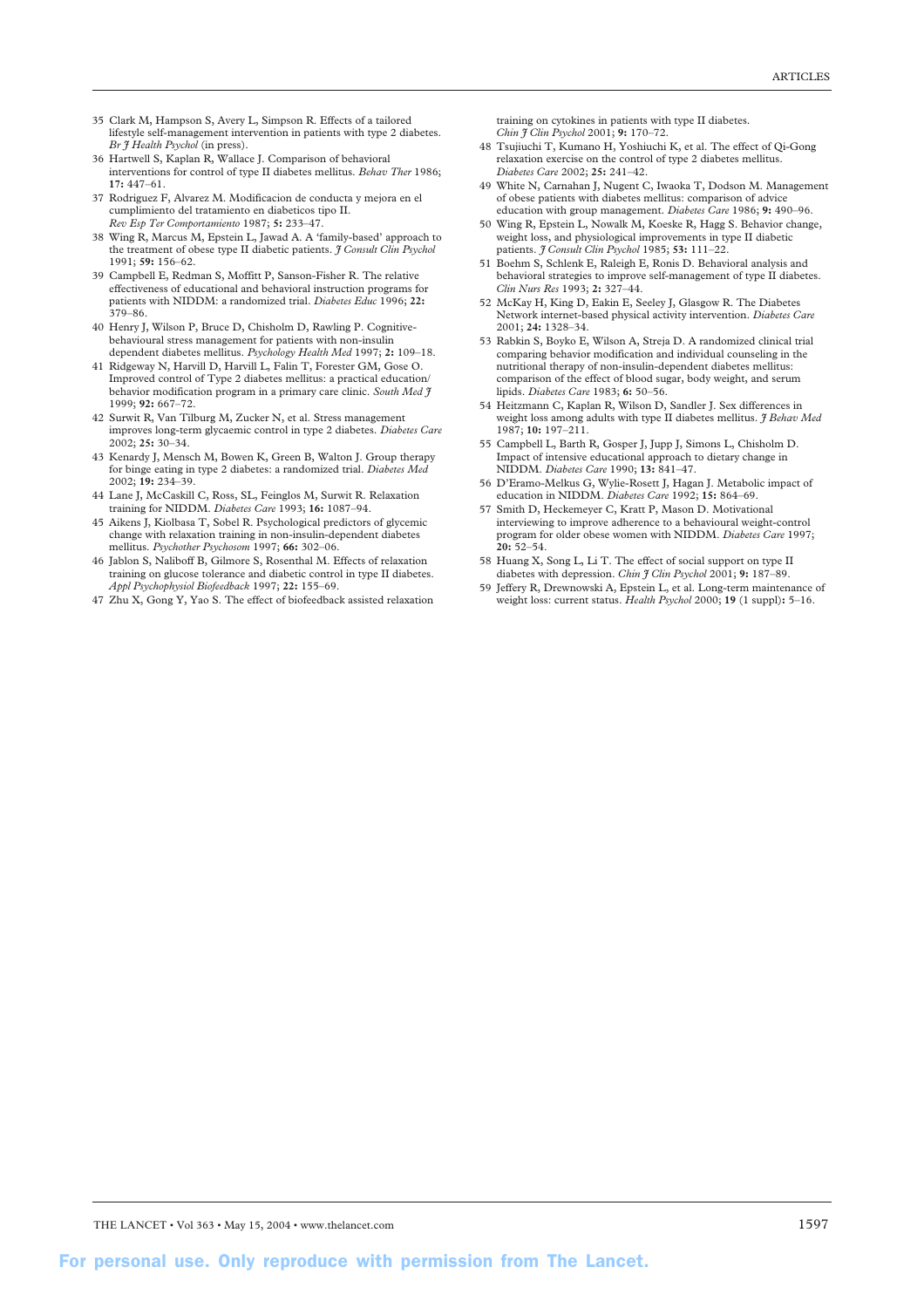35 Clark M, Hampson S, Avery L, Simpson R. Effects of a tailored lifestyle self-management intervention in patients with type 2 diabetes. *Br J Health Psychol* (in press).

36 Hartwell S, Kaplan R, Wallace J. Comparison of behavioral interventions for control of type II diabetes mellitus. *Behav Ther* 1986; **17:** 447–61.

37 Rodriguez F, Alvarez M. Modificacion de conducta y mejora en el cumplimiento del tratamiento en diabeticos tipo II. *Rev Esp Ter Comportamiento* 1987; **5:** 233–47.

38 Wing R, Marcus M, Epstein L, Jawad A. A 'family-based' approach to the treatment of obese type II diabetic patients. *J Consult Clin Psychol* 1991; **59:** 156–62.

39 Campbell E, Redman S, Moffitt P, Sanson-Fisher R. The relative effectiveness of educational and behavioral instruction programs for patients with NIDDM: a randomized trial. *Diabetes Educ* 1996; **22:** 379–86.

40 Henry J, Wilson P, Bruce D, Chisholm D, Rawling P. Cognitive-behavioural stress management for patients with non-insulin dependent diabetes mellitus. *Psychology Health Med* 1997; **2:** 109–18.

41 Ridgeway N, Harvill D, Harvill L, Falin T, Forester GM, Gose O. Improved control of Type 2 diabetes mellitus: a practical education/behavior modification program in a primary care clinic. *South Med J* 1999; **92:** 667–72.

42 Surwit R, Van Tilburg M, Zucker N, et al. Stress management improves long-term glycaemic control in type 2 diabetes. *Diabetes Care* 2002; **25:** 30–34.

43 Kenardy J, Mensch M, Bowen K, Green B, Walton J. Group therapy for binge eating in type 2 diabetes: a randomized trial. *Diabetes Med* 2002; **19:** 234–39.

44 Lane J, McCaskill C, Ross, SL, Feinglos M, Surwit R. Relaxation training for NIDDM. *Diabetes Care* 1993; **16:** 1087–94.

45 Aikens J, Kiolbasa T, Sobel R. Psychological predictors of glycemic change with relaxation training in non-insulin-dependent diabetes mellitus. *Psychother Psychosom* 1997; **66:** 302–06.

46 Jablon S, Naliboff B, Gilmore S, Rosenthal M. Effects of relaxation training on glucose tolerance and diabetic control in type II diabetes. *Appl Psychophysiol Biofeedback* 1997; **22:** 155–69.

47 Zhu X, Gong Y, Yao S. The effect of biofeedback assisted relaxation training on cytokines in patients with type II diabetes. *Chin J Clin Psychol* 2001; **9:** 170–72.

48 Tsujiuchi T, Kumano H, Yoshiuchi K, et al. The effect of Qi-Gong relaxation exercise on the control of type 2 diabetes mellitus. *Diabetes Care* 2002; **25:** 241–42.

49 White N, Carnahan J, Nugent C, Iwaoka T, Dodson M. Management of obese patients with diabetes mellitus: comparison of advice education with group management. *Diabetes Care* 1986; **9:** 490–96.

50 Wing R, Epstein L, Nowalk M, Koeske R, Hagg S. Behavior change, weight loss, and physiological improvements in type II diabetic patients. *J Consult Clin Psychol* 1985; **53:** 111–22.

51 Boehm S, Schlenk E, Raleigh E, Ronis D. Behavioral analysis and behavioral strategies to improve self-management of type II diabetes. *Clin Nurs Res* 1993; **2:** 327–44.

52 McKay H, King D, Eakin E, Seeley J, Glasgow R. The Diabetes Network internet-based physical activity intervention. *Diabetes Care* 2001; **24:** 1328–34.

53 Rabkin S, Boyko E, Wilson A, Streja D. A randomized clinical trial comparing behavior modification and individual counseling in the nutritional therapy of non-insulin-dependent diabetes mellitus: comparison of the effect of blood sugar, body weight, and serum lipids. *Diabetes Care* 1983; **6:** 50–56.

54 Heitzmann C, Kaplan R, Wilson D, Sandler J. Sex differences in weight loss among adults with type II diabetes mellitus. *J Behav Med* 1987; **10:** 197–211.

55 Campbell L, Barth R, Gosper J, Jupp J, Simons L, Chisholm D. Impact of intensive educational approach to dietary change in NIDDM. *Diabetes Care* 1990; **13:** 841–47.

56 D'Eramo-Melkus G, Wylie-Rosett J, Hagan J. Metabolic impact of education in NIDDM. *Diabetes Care* 1992; **15:** 864–69.

57 Smith D, Heckemeyer C, Kratt P, Mason D. Motivational interviewing to improve adherence to a behavioural weight-control program for older obese women with NIDDM. *Diabetes Care* 1997; **20:** 52–54.

58 Huang X, Song L, Li T. The effect of social support on type II diabetes with depression. *Chin J Clin Psychol* 2001; **9:** 187–89.

59 Jeffery R, Drewnowski A, Epstein L, et al. Long-term maintenance of weight loss: current status. *Health Psychol* 2000; **19** (1 suppl)**:** 5–16.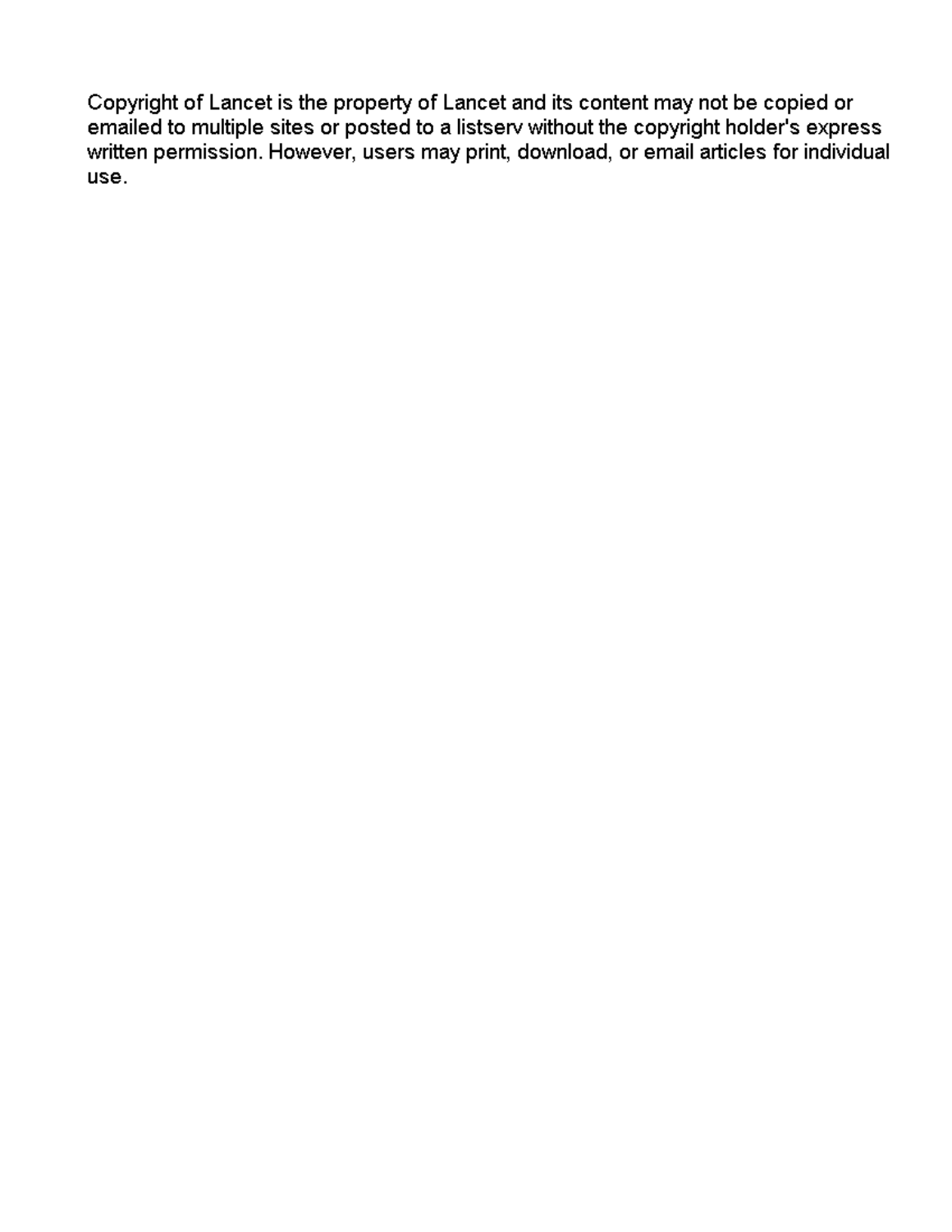Copyright of Lancet is the property of Lancet and its content may not be copied or emailed to multiple sites or posted to a listserv without the copyright holder's express written permission. However, users may print, download, or email articles for individual use.